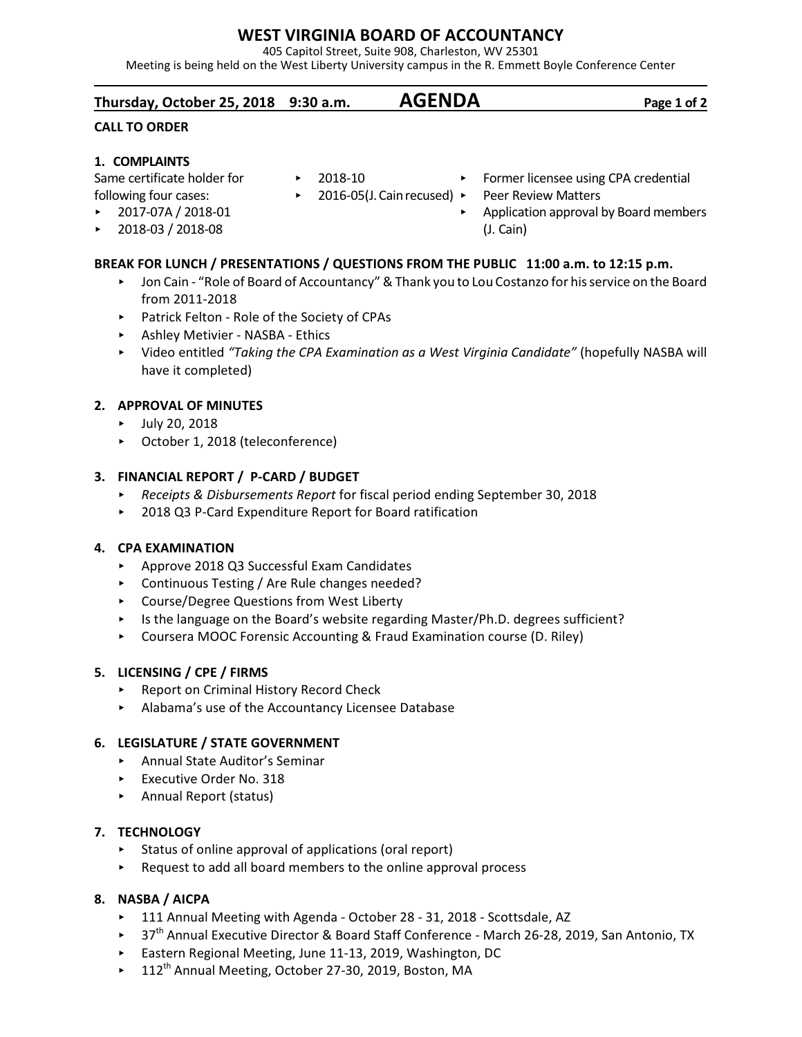# WEST VIRGINIA BOARD OF ACCOUNTANCY

405 Capitol Street, Suite 908, Charleston, WV 25301

Meeting is being held on the West Liberty University campus in the R. Emmett Boyle Conference Center

**Thursday, October 25, 2018 9:30 a.m.** **AGENDA**

**CALL TO ORDER**

## 1. COMPLAINTS

Same certificate holder for following four cases:

- 2017-07A / 2018-01
- 2018-03 / 2018-08
- 2018-10
- 2016-05(J. Cain recused)
- Former licensee using CPA credential
- Peer Review Matters
- Application approval by Board members (J. Cain)

**BREAK FOR LUNCH / PRESENTATIONS / QUESTIONS FROM THE PUBLIC 11:00 a.m. to 12:15 p.m.**

- Jon Cain - "Role of Board of Accountancy" & Thank you to Lou Costanzo for his service on the Board from 2011-2018
- Patrick Felton - Role of the Society of CPAs
- Ashley Metivier - NASBA - Ethics
- Video entitled *"Taking the CPA Examination as a West Virginia Candidate"* (hopefully NASBA will have it completed)

## 2. APPROVAL OF MINUTES

- July 20, 2018
- October 1, 2018 (teleconference)

## 3. FINANCIAL REPORT / P-CARD / BUDGET

- *Receipts & Disbursements Report* for fiscal period ending September 30, 2018
- 2018 Q3 P-Card Expenditure Report for Board ratification

## 4. CPA EXAMINATION

- Approve 2018 Q3 Successful Exam Candidates
- Continuous Testing / Are Rule changes needed?
- Course/Degree Questions from West Liberty
- Is the language on the Board's website regarding Master/Ph.D. degrees sufficient?
- Coursera MOOC Forensic Accounting & Fraud Examination course (D. Riley)

## 5. LICENSING / CPE / FIRMS

- Report on Criminal History Record Check
- Alabama's use of the Accountancy Licensee Database

## 6. LEGISLATURE / STATE GOVERNMENT

- Annual State Auditor's Seminar
- Executive Order No. 318
- Annual Report (status)

## 7. TECHNOLOGY

- Status of online approval of applications (oral report)
- Request to add all board members to the online approval process

## 8. NASBA / AICPA

- 111 Annual Meeting with Agenda - October 28 - 31, 2018 - Scottsdale, AZ
- 37th Annual Executive Director & Board Staff Conference - March 26-28, 2019, San Antonio, TX
- Eastern Regional Meeting, June 11-13, 2019, Washington, DC
- 112th Annual Meeting, October 27-30, 2019, Boston, MA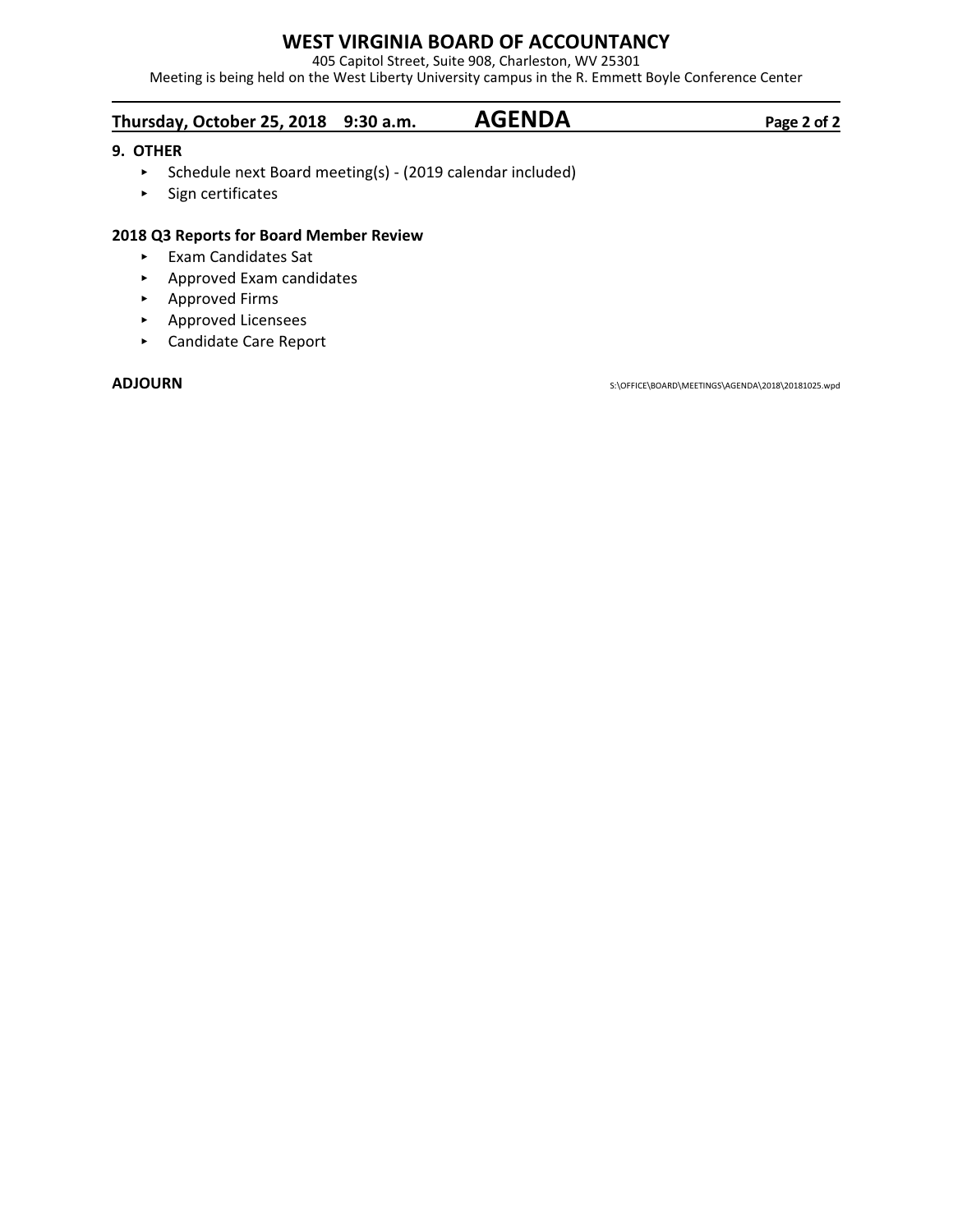**9. OTHER**

- Schedule next Board meeting(s) - (2019 calendar included)
- Sign certificates

**2018 Q3 Reports for Board Member Review**

- Exam Candidates Sat
- Approved Exam candidates
- Approved Firms
- Approved Licensees
- Candidate Care Report

**ADJOURN**

S:\OFFICE\BOARD\MEETINGS\AGENDA\2018\20181025.wpd